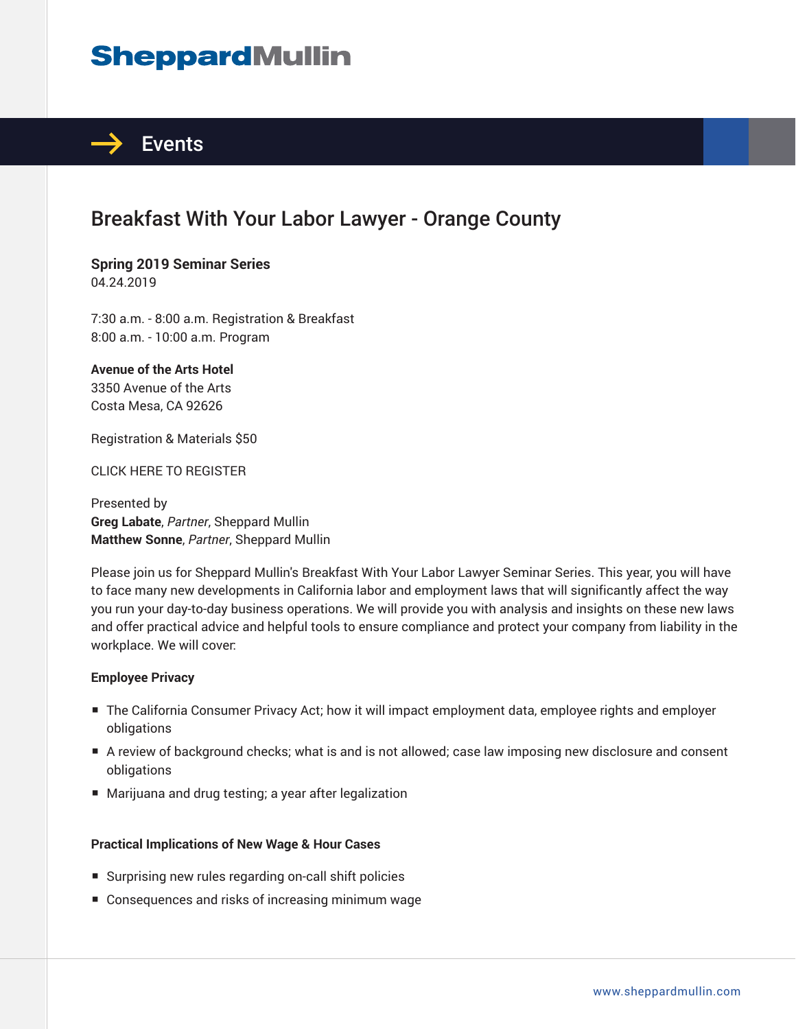SheppardMullin

# Events

## Breakfast With Your Labor Lawyer - Orange County

**Spring 2019 Seminar Series**
04.24.2019

7:30 a.m. - 8:00 a.m. Registration & Breakfast
8:00 a.m. - 10:00 a.m. Program

**Avenue of the Arts Hotel**
3350 Avenue of the Arts
Costa Mesa, CA 92626

Registration & Materials $50

CLICK HERE TO REGISTER

Presented by
**Greg Labate**, *Partner*, Sheppard Mullin
**Matthew Sonne**, *Partner*, Sheppard Mullin

Please join us for Sheppard Mullin's Breakfast With Your Labor Lawyer Seminar Series. This year, you will have to face many new developments in California labor and employment laws that will significantly affect the way you run your day-to-day business operations. We will provide you with analysis and insights on these new laws and offer practical advice and helpful tools to ensure compliance and protect your company from liability in the workplace. We will cover:

**Employee Privacy**

- The California Consumer Privacy Act; how it will impact employment data, employee rights and employer obligations
- A review of background checks; what is and is not allowed; case law imposing new disclosure and consent obligations
- Marijuana and drug testing; a year after legalization

**Practical Implications of New Wage & Hour Cases**

- Surprising new rules regarding on-call shift policies
- Consequences and risks of increasing minimum wage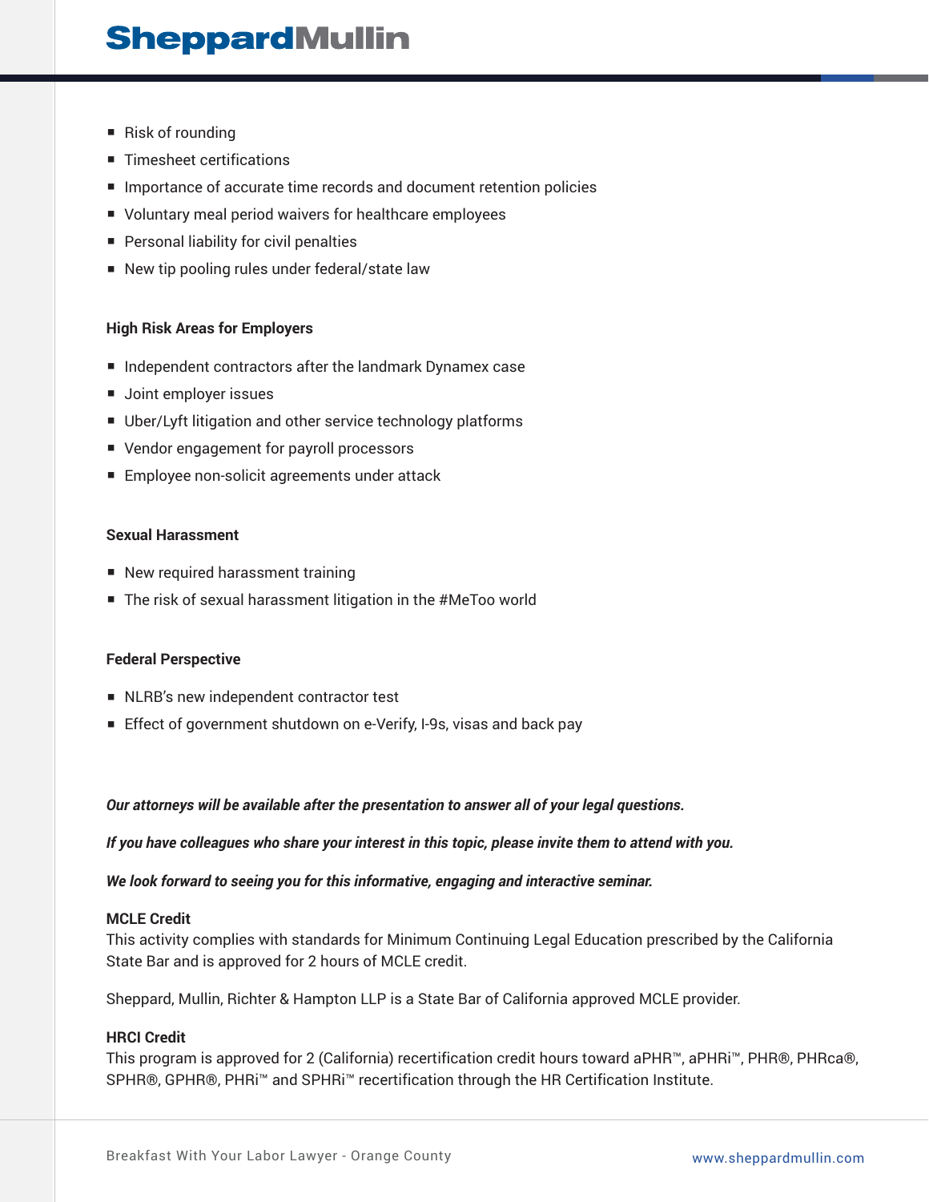- Risk of rounding
- Timesheet certifications
- Importance of accurate time records and document retention policies
- Voluntary meal period waivers for healthcare employees
- Personal liability for civil penalties
- New tip pooling rules under federal/state law

**High Risk Areas for Employers**

- Independent contractors after the landmark Dynamex case
- Joint employer issues
- Uber/Lyft litigation and other service technology platforms
- Vendor engagement for payroll processors
- Employee non-solicit agreements under attack

**Sexual Harassment**

- New required harassment training
- The risk of sexual harassment litigation in the #MeToo world

**Federal Perspective**

- NLRB's new independent contractor test
- Effect of government shutdown on e-Verify, I-9s, visas and back pay

***Our attorneys will be available after the presentation to answer all of your legal questions.***

***If you have colleagues who share your interest in this topic, please invite them to attend with you.***

***We look forward to seeing you for this informative, engaging and interactive seminar.***

**MCLE Credit**
This activity complies with standards for Minimum Continuing Legal Education prescribed by the California State Bar and is approved for 2 hours of MCLE credit.

Sheppard, Mullin, Richter & Hampton LLP is a State Bar of California approved MCLE provider.

**HRCI Credit**
This program is approved for 2 (California) recertification credit hours toward aPHR™, aPHRi™, PHR®, PHRca®, SPHR®, GPHR®, PHRi™ and SPHRi™ recertification through the HR Certification Institute.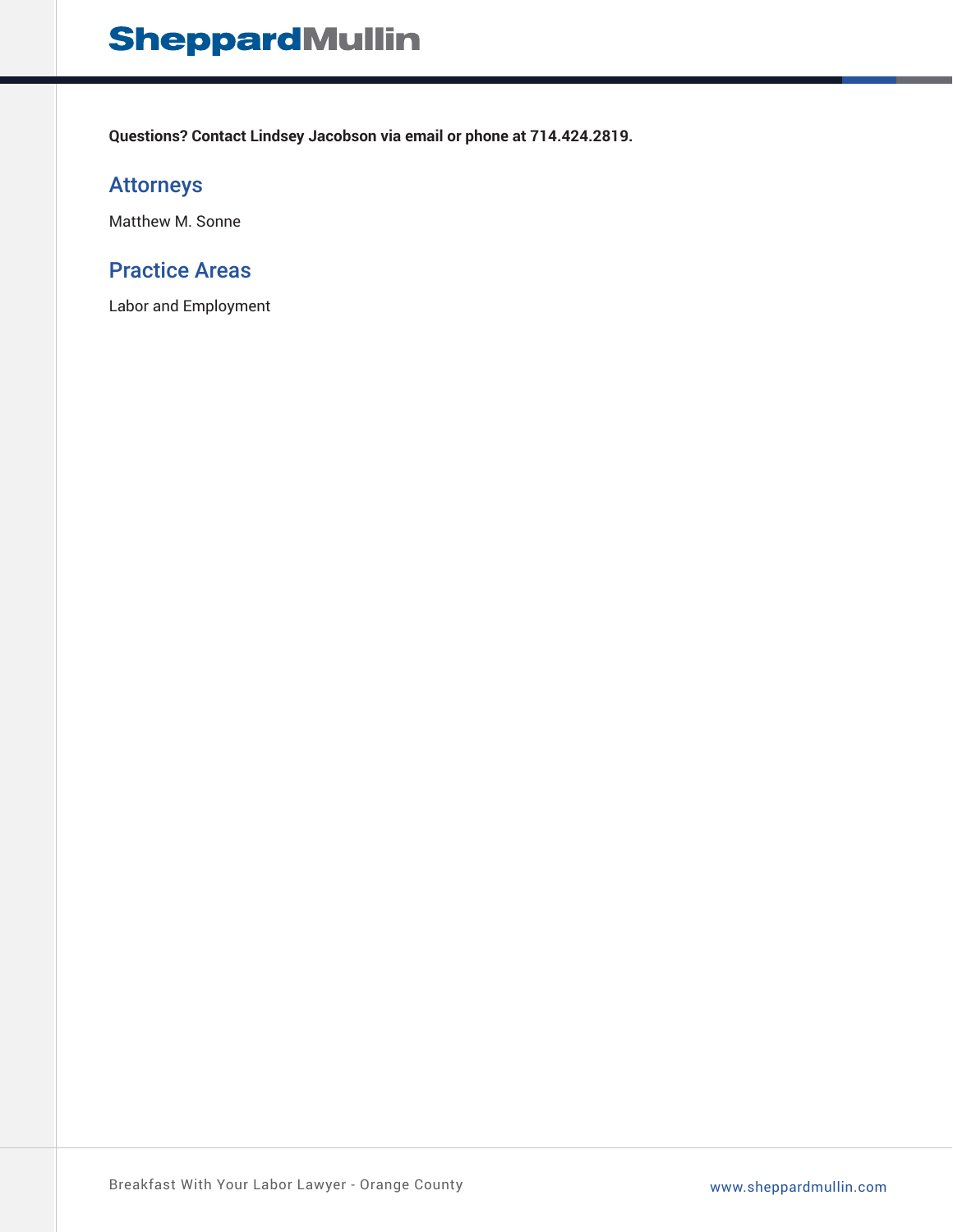**Questions? Contact Lindsey Jacobson via email or phone at 714.424.2819.**

## Attorneys

Matthew M. Sonne

## Practice Areas

Labor and Employment